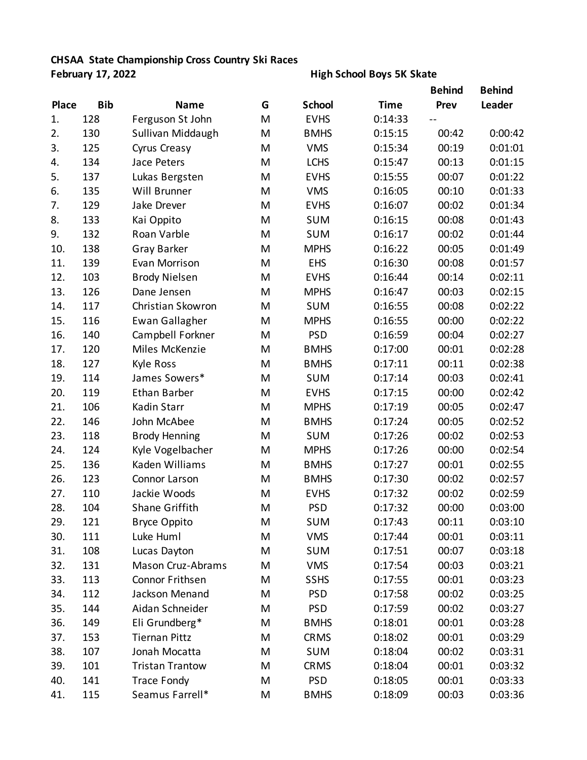**CHSAA State Championship Cross Country Ski Races**

**February 17, 2022** **High School Boys 5K Skate**

| Place | Bib | Name | G | School | Time | Behind Prev | Behind Leader |
|---|---|---|---|---|---|---|---|
| 1. | 128 | Ferguson St John | M | EVHS | 0:14:33 | -- | |
| 2. | 130 | Sullivan Middaugh | M | BMHS | 0:15:15 | 00:42 | 0:00:42 |
| 3. | 125 | Cyrus Creasy | M | VMS | 0:15:34 | 00:19 | 0:01:01 |
| 4. | 134 | Jace Peters | M | LCHS | 0:15:47 | 00:13 | 0:01:15 |
| 5. | 137 | Lukas Bergsten | M | EVHS | 0:15:55 | 00:07 | 0:01:22 |
| 6. | 135 | Will Brunner | M | VMS | 0:16:05 | 00:10 | 0:01:33 |
| 7. | 129 | Jake Drever | M | EVHS | 0:16:07 | 00:02 | 0:01:34 |
| 8. | 133 | Kai Oppito | M | SUM | 0:16:15 | 00:08 | 0:01:43 |
| 9. | 132 | Roan Varble | M | SUM | 0:16:17 | 00:02 | 0:01:44 |
| 10. | 138 | Gray Barker | M | MPHS | 0:16:22 | 00:05 | 0:01:49 |
| 11. | 139 | Evan Morrison | M | EHS | 0:16:30 | 00:08 | 0:01:57 |
| 12. | 103 | Brody Nielsen | M | EVHS | 0:16:44 | 00:14 | 0:02:11 |
| 13. | 126 | Dane Jensen | M | MPHS | 0:16:47 | 00:03 | 0:02:15 |
| 14. | 117 | Christian Skowron | M | SUM | 0:16:55 | 00:08 | 0:02:22 |
| 15. | 116 | Ewan Gallagher | M | MPHS | 0:16:55 | 00:00 | 0:02:22 |
| 16. | 140 | Campbell Forkner | M | PSD | 0:16:59 | 00:04 | 0:02:27 |
| 17. | 120 | Miles McKenzie | M | BMHS | 0:17:00 | 00:01 | 0:02:28 |
| 18. | 127 | Kyle Ross | M | BMHS | 0:17:11 | 00:11 | 0:02:38 |
| 19. | 114 | James Sowers* | M | SUM | 0:17:14 | 00:03 | 0:02:41 |
| 20. | 119 | Ethan Barber | M | EVHS | 0:17:15 | 00:00 | 0:02:42 |
| 21. | 106 | Kadin Starr | M | MPHS | 0:17:19 | 00:05 | 0:02:47 |
| 22. | 146 | John McAbee | M | BMHS | 0:17:24 | 00:05 | 0:02:52 |
| 23. | 118 | Brody Henning | M | SUM | 0:17:26 | 00:02 | 0:02:53 |
| 24. | 124 | Kyle Vogelbacher | M | MPHS | 0:17:26 | 00:00 | 0:02:54 |
| 25. | 136 | Kaden Williams | M | BMHS | 0:17:27 | 00:01 | 0:02:55 |
| 26. | 123 | Connor Larson | M | BMHS | 0:17:30 | 00:02 | 0:02:57 |
| 27. | 110 | Jackie Woods | M | EVHS | 0:17:32 | 00:02 | 0:02:59 |
| 28. | 104 | Shane Griffith | M | PSD | 0:17:32 | 00:00 | 0:03:00 |
| 29. | 121 | Bryce Oppito | M | SUM | 0:17:43 | 00:11 | 0:03:10 |
| 30. | 111 | Luke Huml | M | VMS | 0:17:44 | 00:01 | 0:03:11 |
| 31. | 108 | Lucas Dayton | M | SUM | 0:17:51 | 00:07 | 0:03:18 |
| 32. | 131 | Mason Cruz-Abrams | M | VMS | 0:17:54 | 00:03 | 0:03:21 |
| 33. | 113 | Connor Frithsen | M | SSHS | 0:17:55 | 00:01 | 0:03:23 |
| 34. | 112 | Jackson Menand | M | PSD | 0:17:58 | 00:02 | 0:03:25 |
| 35. | 144 | Aidan Schneider | M | PSD | 0:17:59 | 00:02 | 0:03:27 |
| 36. | 149 | Eli Grundberg* | M | BMHS | 0:18:01 | 00:01 | 0:03:28 |
| 37. | 153 | Tiernan Pittz | M | CRMS | 0:18:02 | 00:01 | 0:03:29 |
| 38. | 107 | Jonah Mocatta | M | SUM | 0:18:04 | 00:02 | 0:03:31 |
| 39. | 101 | Tristan Trantow | M | CRMS | 0:18:04 | 00:01 | 0:03:32 |
| 40. | 141 | Trace Fondy | M | PSD | 0:18:05 | 00:01 | 0:03:33 |
| 41. | 115 | Seamus Farrell* | M | BMHS | 0:18:09 | 00:03 | 0:03:36 |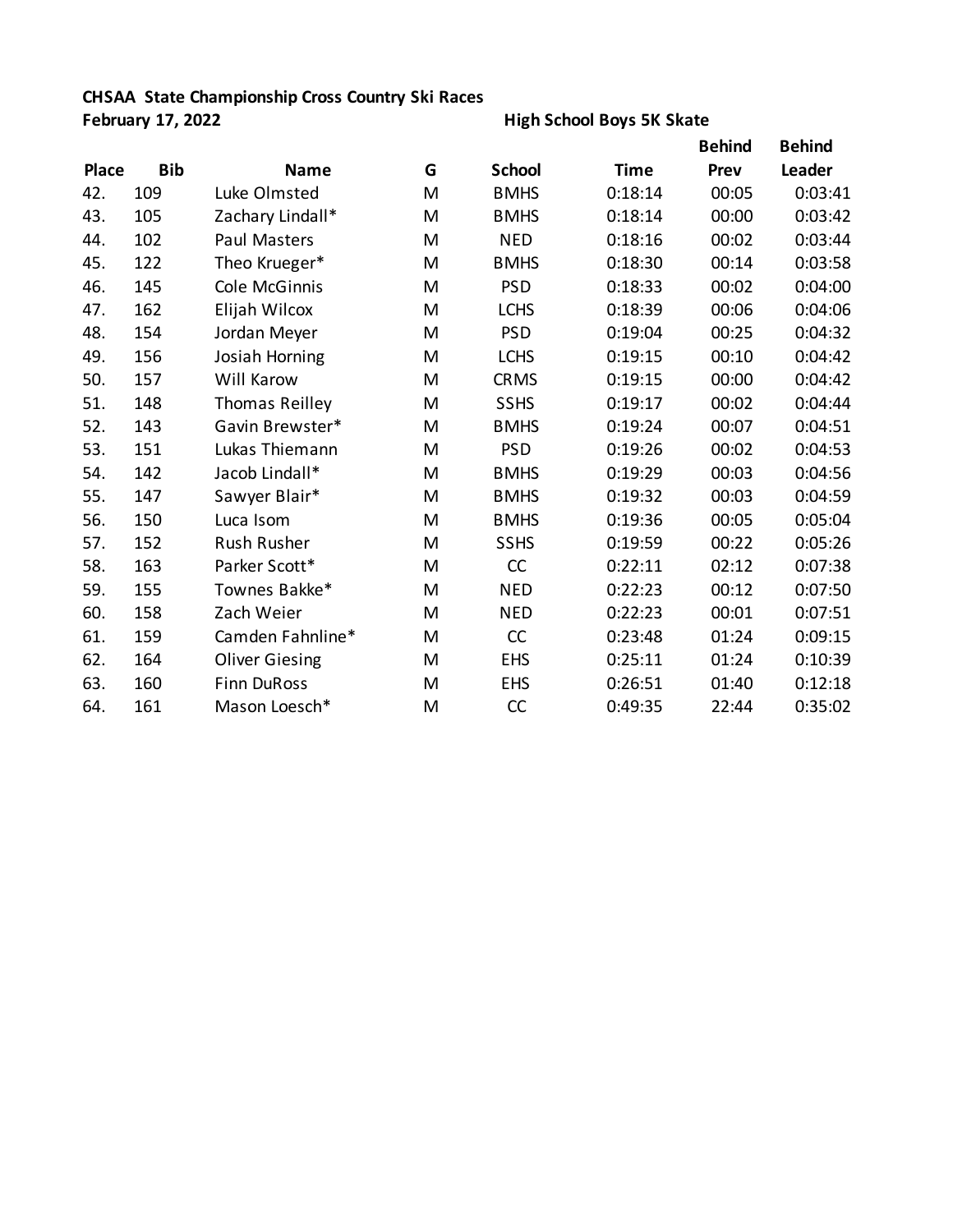**CHSAA State Championship Cross Country Ski Races**

**February 17, 2022** **High School Boys 5K Skate**

| Place | Bib | Name | G | School | Time | Behind Prev | Behind Leader |
|---|---|---|---|---|---|---|---|
| 42. | 109 | Luke Olmsted | M | BMHS | 0:18:14 | 00:05 | 0:03:41 |
| 43. | 105 | Zachary Lindall* | M | BMHS | 0:18:14 | 00:00 | 0:03:42 |
| 44. | 102 | Paul Masters | M | NED | 0:18:16 | 00:02 | 0:03:44 |
| 45. | 122 | Theo Krueger* | M | BMHS | 0:18:30 | 00:14 | 0:03:58 |
| 46. | 145 | Cole McGinnis | M | PSD | 0:18:33 | 00:02 | 0:04:00 |
| 47. | 162 | Elijah Wilcox | M | LCHS | 0:18:39 | 00:06 | 0:04:06 |
| 48. | 154 | Jordan Meyer | M | PSD | 0:19:04 | 00:25 | 0:04:32 |
| 49. | 156 | Josiah Horning | M | LCHS | 0:19:15 | 00:10 | 0:04:42 |
| 50. | 157 | Will Karow | M | CRMS | 0:19:15 | 00:00 | 0:04:42 |
| 51. | 148 | Thomas Reilley | M | SSHS | 0:19:17 | 00:02 | 0:04:44 |
| 52. | 143 | Gavin Brewster* | M | BMHS | 0:19:24 | 00:07 | 0:04:51 |
| 53. | 151 | Lukas Thiemann | M | PSD | 0:19:26 | 00:02 | 0:04:53 |
| 54. | 142 | Jacob Lindall* | M | BMHS | 0:19:29 | 00:03 | 0:04:56 |
| 55. | 147 | Sawyer Blair* | M | BMHS | 0:19:32 | 00:03 | 0:04:59 |
| 56. | 150 | Luca Isom | M | BMHS | 0:19:36 | 00:05 | 0:05:04 |
| 57. | 152 | Rush Rusher | M | SSHS | 0:19:59 | 00:22 | 0:05:26 |
| 58. | 163 | Parker Scott* | M | CC | 0:22:11 | 02:12 | 0:07:38 |
| 59. | 155 | Townes Bakke* | M | NED | 0:22:23 | 00:12 | 0:07:50 |
| 60. | 158 | Zach Weier | M | NED | 0:22:23 | 00:01 | 0:07:51 |
| 61. | 159 | Camden Fahnline* | M | CC | 0:23:48 | 01:24 | 0:09:15 |
| 62. | 164 | Oliver Giesing | M | EHS | 0:25:11 | 01:24 | 0:10:39 |
| 63. | 160 | Finn DuRoss | M | EHS | 0:26:51 | 01:40 | 0:12:18 |
| 64. | 161 | Mason Loesch* | M | CC | 0:49:35 | 22:44 | 0:35:02 |